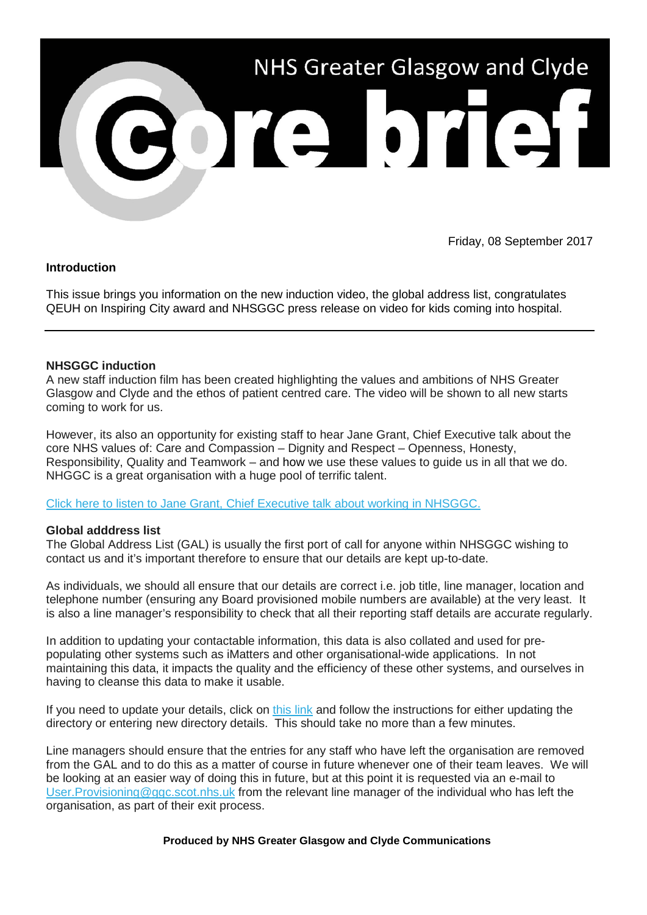# NHS Greater Glasgow and Clyde core brief

Friday, 08 September 2017

**Introduction**

This issue brings you information on the new induction video, the global address list, congratulates QEUH on Inspiring City award and NHSGGC press release on video for kids coming into hospital.

---

**NHSGGC induction**

A new staff induction film has been created highlighting the values and ambitions of NHS Greater Glasgow and Clyde and the ethos of patient centred care. The video will be shown to all new starts coming to work for us.

However, its also an opportunity for existing staff to hear Jane Grant, Chief Executive talk about the core NHS values of: Care and Compassion – Dignity and Respect – Openness, Honesty, Responsibility, Quality and Teamwork – and how we use these values to guide us in all that we do. NHGGC is a great organisation with a huge pool of terrific talent.

Click here to listen to Jane Grant, Chief Executive talk about working in NHSGGC.

**Global adddress list**

The Global Address List (GAL) is usually the first port of call for anyone within NHSGGC wishing to contact us and it's important therefore to ensure that our details are kept up-to-date.

As individuals, we should all ensure that our details are correct i.e. job title, line manager, location and telephone number (ensuring any Board provisioned mobile numbers are available) at the very least. It is also a line manager's responsibility to check that all their reporting staff details are accurate regularly.

In addition to updating your contactable information, this data is also collated and used for pre-populating other systems such as iMatters and other organisational-wide applications. In not maintaining this data, it impacts the quality and the efficiency of these other systems, and ourselves in having to cleanse this data to make it usable.

If you need to update your details, click on this link and follow the instructions for either updating the directory or entering new directory details. This should take no more than a few minutes.

Line managers should ensure that the entries for any staff who have left the organisation are removed from the GAL and to do this as a matter of course in future whenever one of their team leaves. We will be looking at an easier way of doing this in future, but at this point it is requested via an e-mail to User.Provisioning@ggc.scot.nhs.uk from the relevant line manager of the individual who has left the organisation, as part of their exit process.

**Produced by NHS Greater Glasgow and Clyde Communications**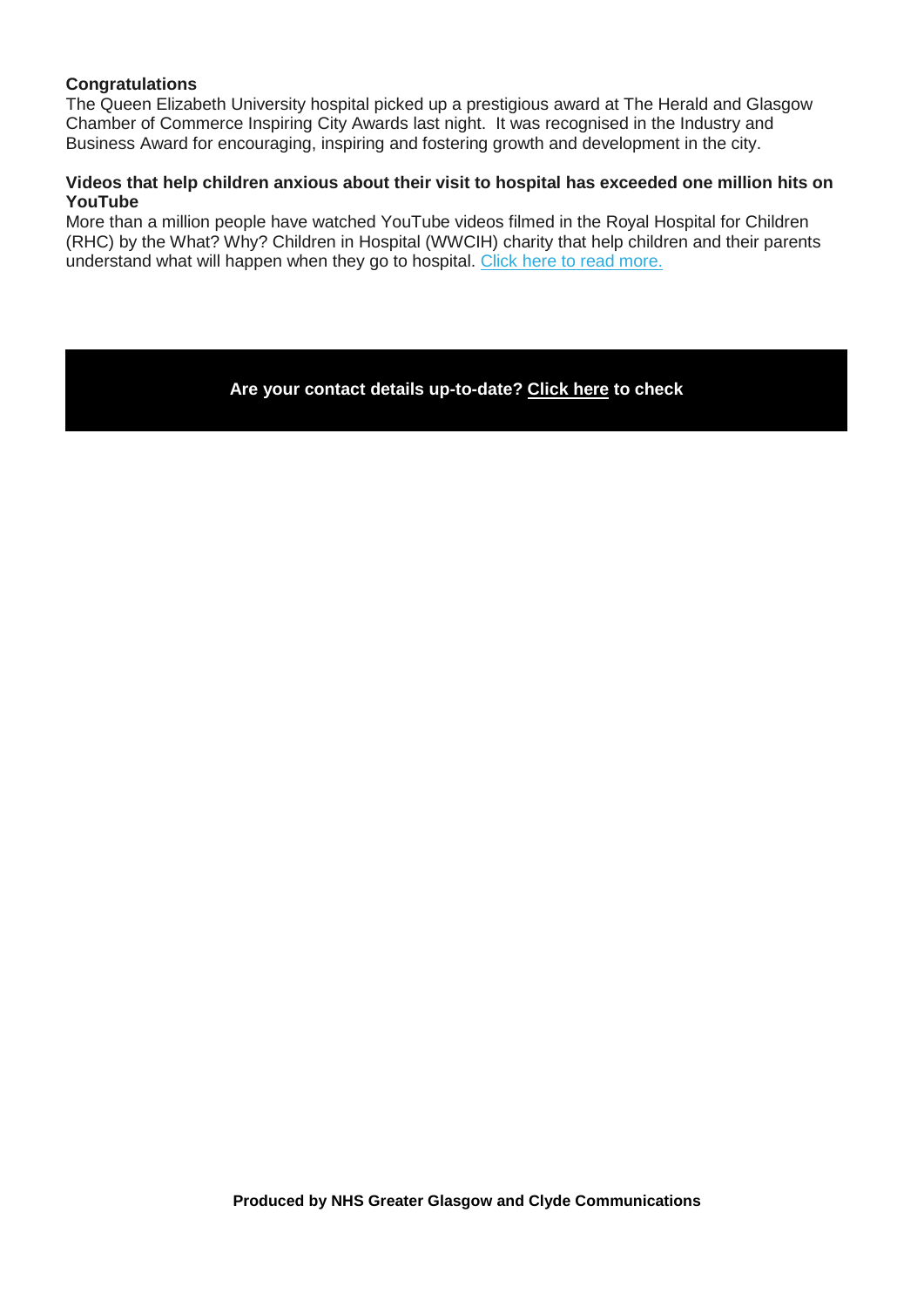**Congratulations**

The Queen Elizabeth University hospital picked up a prestigious award at The Herald and Glasgow Chamber of Commerce Inspiring City Awards last night. It was recognised in the Industry and Business Award for encouraging, inspiring and fostering growth and development in the city.

**Videos that help children anxious about their visit to hospital has exceeded one million hits on YouTube**

More than a million people have watched YouTube videos filmed in the Royal Hospital for Children (RHC) by the What? Why? Children in Hospital (WWCIH) charity that help children and their parents understand what will happen when they go to hospital. Click here to read more.

**Are your contact details up-to-date? Click here to check**

**Produced by NHS Greater Glasgow and Clyde Communications**